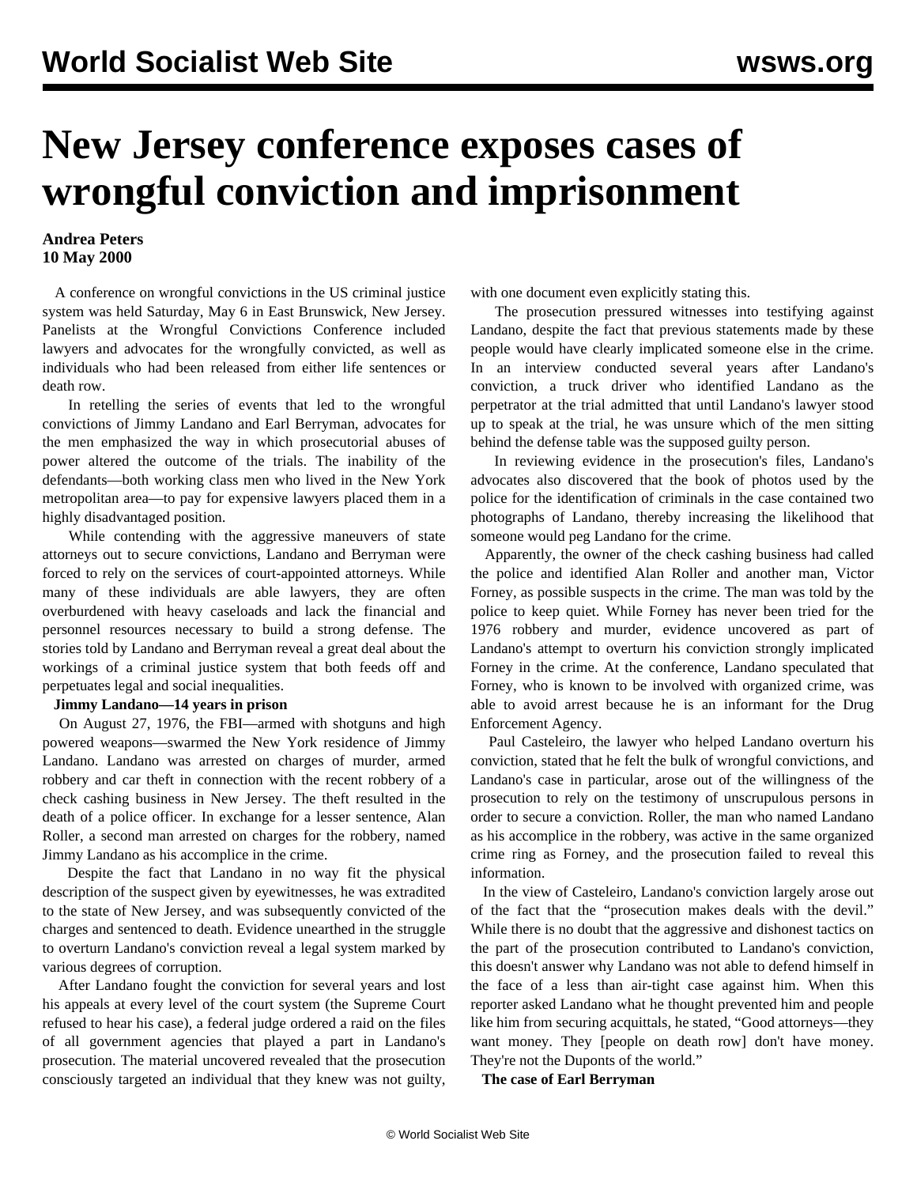# New Jersey conference exposes cases of wrongful conviction and imprisonment

**Andrea Peters**
**10 May 2000**

A conference on wrongful convictions in the US criminal justice system was held Saturday, May 6 in East Brunswick, New Jersey. Panelists at the Wrongful Convictions Conference included lawyers and advocates for the wrongfully convicted, as well as individuals who had been released from either life sentences or death row.

In retelling the series of events that led to the wrongful convictions of Jimmy Landano and Earl Berryman, advocates for the men emphasized the way in which prosecutorial abuses of power altered the outcome of the trials. The inability of the defendants—both working class men who lived in the New York metropolitan area—to pay for expensive lawyers placed them in a highly disadvantaged position.

While contending with the aggressive maneuvers of state attorneys out to secure convictions, Landano and Berryman were forced to rely on the services of court-appointed attorneys. While many of these individuals are able lawyers, they are often overburdened with heavy caseloads and lack the financial and personnel resources necessary to build a strong defense. The stories told by Landano and Berryman reveal a great deal about the workings of a criminal justice system that both feeds off and perpetuates legal and social inequalities.

**Jimmy Landano—14 years in prison**

On August 27, 1976, the FBI—armed with shotguns and high powered weapons—swarmed the New York residence of Jimmy Landano. Landano was arrested on charges of murder, armed robbery and car theft in connection with the recent robbery of a check cashing business in New Jersey. The theft resulted in the death of a police officer. In exchange for a lesser sentence, Alan Roller, a second man arrested on charges for the robbery, named Jimmy Landano as his accomplice in the crime.

Despite the fact that Landano in no way fit the physical description of the suspect given by eyewitnesses, he was extradited to the state of New Jersey, and was subsequently convicted of the charges and sentenced to death. Evidence unearthed in the struggle to overturn Landano's conviction reveal a legal system marked by various degrees of corruption.

After Landano fought the conviction for several years and lost his appeals at every level of the court system (the Supreme Court refused to hear his case), a federal judge ordered a raid on the files of all government agencies that played a part in Landano's prosecution. The material uncovered revealed that the prosecution consciously targeted an individual that they knew was not guilty, with one document even explicitly stating this.

The prosecution pressured witnesses into testifying against Landano, despite the fact that previous statements made by these people would have clearly implicated someone else in the crime. In an interview conducted several years after Landano's conviction, a truck driver who identified Landano as the perpetrator at the trial admitted that until Landano's lawyer stood up to speak at the trial, he was unsure which of the men sitting behind the defense table was the supposed guilty person.

In reviewing evidence in the prosecution's files, Landano's advocates also discovered that the book of photos used by the police for the identification of criminals in the case contained two photographs of Landano, thereby increasing the likelihood that someone would peg Landano for the crime.

Apparently, the owner of the check cashing business had called the police and identified Alan Roller and another man, Victor Forney, as possible suspects in the crime. The man was told by the police to keep quiet. While Forney has never been tried for the 1976 robbery and murder, evidence uncovered as part of Landano's attempt to overturn his conviction strongly implicated Forney in the crime. At the conference, Landano speculated that Forney, who is known to be involved with organized crime, was able to avoid arrest because he is an informant for the Drug Enforcement Agency.

Paul Casteleiro, the lawyer who helped Landano overturn his conviction, stated that he felt the bulk of wrongful convictions, and Landano's case in particular, arose out of the willingness of the prosecution to rely on the testimony of unscrupulous persons in order to secure a conviction. Roller, the man who named Landano as his accomplice in the robbery, was active in the same organized crime ring as Forney, and the prosecution failed to reveal this information.

In the view of Casteleiro, Landano's conviction largely arose out of the fact that the "prosecution makes deals with the devil." While there is no doubt that the aggressive and dishonest tactics on the part of the prosecution contributed to Landano's conviction, this doesn't answer why Landano was not able to defend himself in the face of a less than air-tight case against him. When this reporter asked Landano what he thought prevented him and people like him from securing acquittals, he stated, "Good attorneys—they want money. They [people on death row] don't have money. They're not the Duponts of the world."

**The case of Earl Berryman**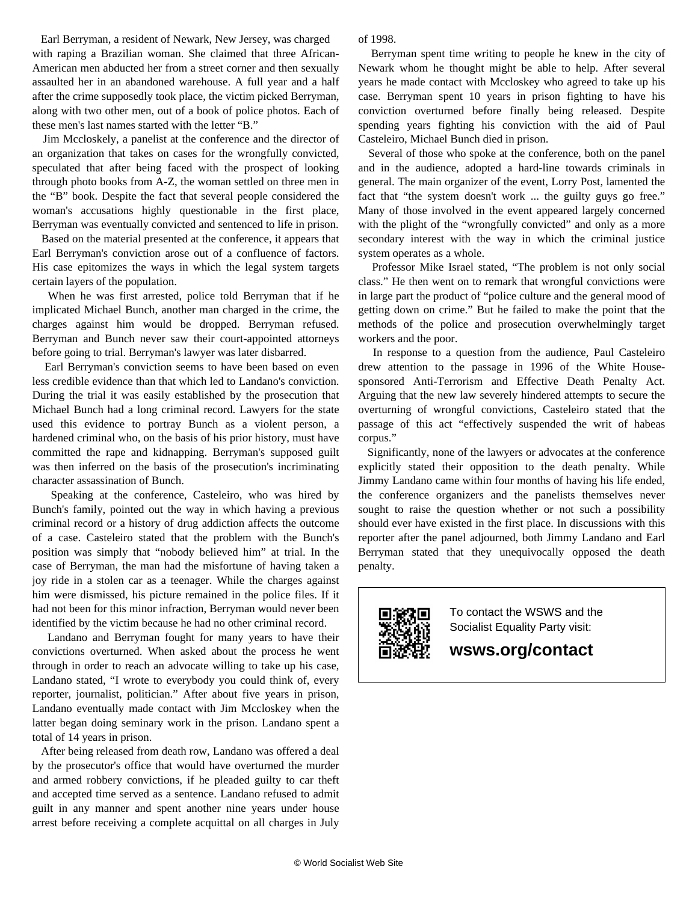Earl Berryman, a resident of Newark, New Jersey, was charged with raping a Brazilian woman. She claimed that three African-American men abducted her from a street corner and then sexually assaulted her in an abandoned warehouse. A full year and a half after the crime supposedly took place, the victim picked Berryman, along with two other men, out of a book of police photos. Each of these men's last names started with the letter "B."

Jim Mccloskely, a panelist at the conference and the director of an organization that takes on cases for the wrongfully convicted, speculated that after being faced with the prospect of looking through photo books from A-Z, the woman settled on three men in the "B" book. Despite the fact that several people considered the woman's accusations highly questionable in the first place, Berryman was eventually convicted and sentenced to life in prison.

Based on the material presented at the conference, it appears that Earl Berryman's conviction arose out of a confluence of factors. His case epitomizes the ways in which the legal system targets certain layers of the population.

When he was first arrested, police told Berryman that if he implicated Michael Bunch, another man charged in the crime, the charges against him would be dropped. Berryman refused. Berryman and Bunch never saw their court-appointed attorneys before going to trial. Berryman's lawyer was later disbarred.

Earl Berryman's conviction seems to have been based on even less credible evidence than that which led to Landano's conviction. During the trial it was easily established by the prosecution that Michael Bunch had a long criminal record. Lawyers for the state used this evidence to portray Bunch as a violent person, a hardened criminal who, on the basis of his prior history, must have committed the rape and kidnapping. Berryman's supposed guilt was then inferred on the basis of the prosecution's incriminating character assassination of Bunch.

Speaking at the conference, Casteleiro, who was hired by Bunch's family, pointed out the way in which having a previous criminal record or a history of drug addiction affects the outcome of a case. Casteleiro stated that the problem with the Bunch's position was simply that "nobody believed him" at trial. In the case of Berryman, the man had the misfortune of having taken a joy ride in a stolen car as a teenager. While the charges against him were dismissed, his picture remained in the police files. If it had not been for this minor infraction, Berryman would never been identified by the victim because he had no other criminal record.

Landano and Berryman fought for many years to have their convictions overturned. When asked about the process he went through in order to reach an advocate willing to take up his case, Landano stated, "I wrote to everybody you could think of, every reporter, journalist, politician." After about five years in prison, Landano eventually made contact with Jim Mccloskey when the latter began doing seminary work in the prison. Landano spent a total of 14 years in prison.

After being released from death row, Landano was offered a deal by the prosecutor's office that would have overturned the murder and armed robbery convictions, if he pleaded guilty to car theft and accepted time served as a sentence. Landano refused to admit guilt in any manner and spent another nine years under house arrest before receiving a complete acquittal on all charges in July of 1998.

Berryman spent time writing to people he knew in the city of Newark whom he thought might be able to help. After several years he made contact with Mccloskey who agreed to take up his case. Berryman spent 10 years in prison fighting to have his conviction overturned before finally being released. Despite spending years fighting his conviction with the aid of Paul Casteleiro, Michael Bunch died in prison.

Several of those who spoke at the conference, both on the panel and in the audience, adopted a hard-line towards criminals in general. The main organizer of the event, Lorry Post, lamented the fact that "the system doesn't work ... the guilty guys go free." Many of those involved in the event appeared largely concerned with the plight of the "wrongfully convicted" and only as a more secondary interest with the way in which the criminal justice system operates as a whole.

Professor Mike Israel stated, "The problem is not only social class." He then went on to remark that wrongful convictions were in large part the product of "police culture and the general mood of getting down on crime." But he failed to make the point that the methods of the police and prosecution overwhelmingly target workers and the poor.

In response to a question from the audience, Paul Casteleiro drew attention to the passage in 1996 of the White House-sponsored Anti-Terrorism and Effective Death Penalty Act. Arguing that the new law severely hindered attempts to secure the overturning of wrongful convictions, Casteleiro stated that the passage of this act "effectively suspended the writ of habeas corpus."

Significantly, none of the lawyers or advocates at the conference explicitly stated their opposition to the death penalty. While Jimmy Landano came within four months of having his life ended, the conference organizers and the panelists themselves never sought to raise the question whether or not such a possibility should ever have existed in the first place. In discussions with this reporter after the panel adjourned, both Jimmy Landano and Earl Berryman stated that they unequivocally opposed the death penalty.

To contact the WSWS and the Socialist Equality Party visit:

**wsws.org/contact**